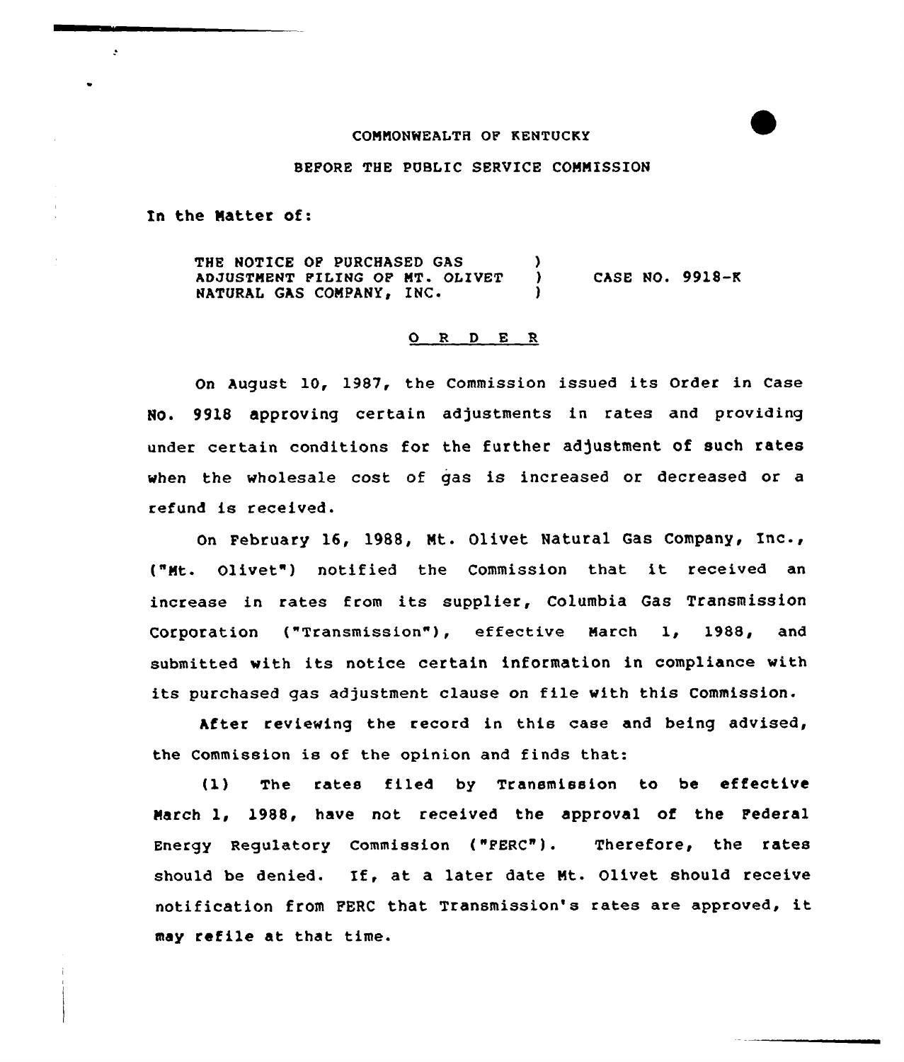COMMONWEALTH OF KENTUCKY

BEFORE THE PUBLIC SERVICE COMMISSION

In the Matter of:

THE NOTICE OF PURCHASED GAS ADJUSTMENT FILING OF MT. OLIVET NATURAL GAS COMPANY, INC. ) CASE NO. 9918-K

O R D E R

On August 10, 1987, the Commission issued its Order in Case No. 9918 approving certain adjustments in rates and providing under certain conditions for the further adjustment of such rates when the wholesale cost of gas is increased or decreased or a refund is received.

On February 16, 1988, Mt. Olivet Natural Gas Company, Inc., ("Mt. Olivet") notified the Commission that it received an increase in rates from its supplier, Columbia Gas Transmission Corporation ("Transmission"), effective March 1, 1988, and submitted with its notice certain information in compliance with its purchased gas adjustment clause on file with this Commission.

After reviewing the record in this case and being advised, the Commission is of the opinion and finds that:

(1) The rates filed by Transmission to be effective March 1, 1988, have not received the approval of the Federal Energy Regulatory Commission ("FERC"). Therefore, the rates should be denied. If, at a later date Mt. Olivet should receive notification from FERC that Transmission's rates are approved, it may refile at that time.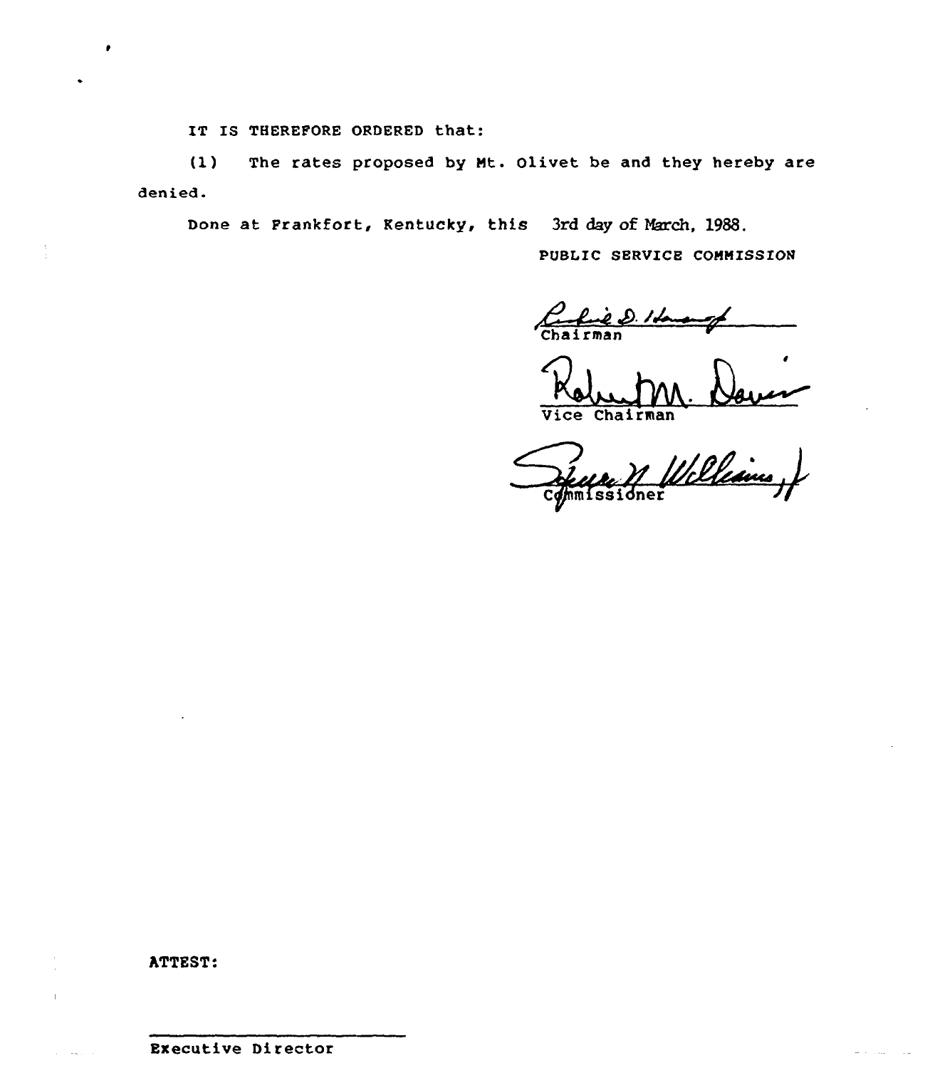IT IS THEREFORE ORDERED that:

(1) The rates proposed by Mt. Olivet be and they hereby are denied.

Done at Frankfort, Kentucky, this 3rd day of March, 1988.

PUBLIC SERVICE COMMISSION

Chairman

Vice Chairman

Commissioner

ATTEST:

Executive Director